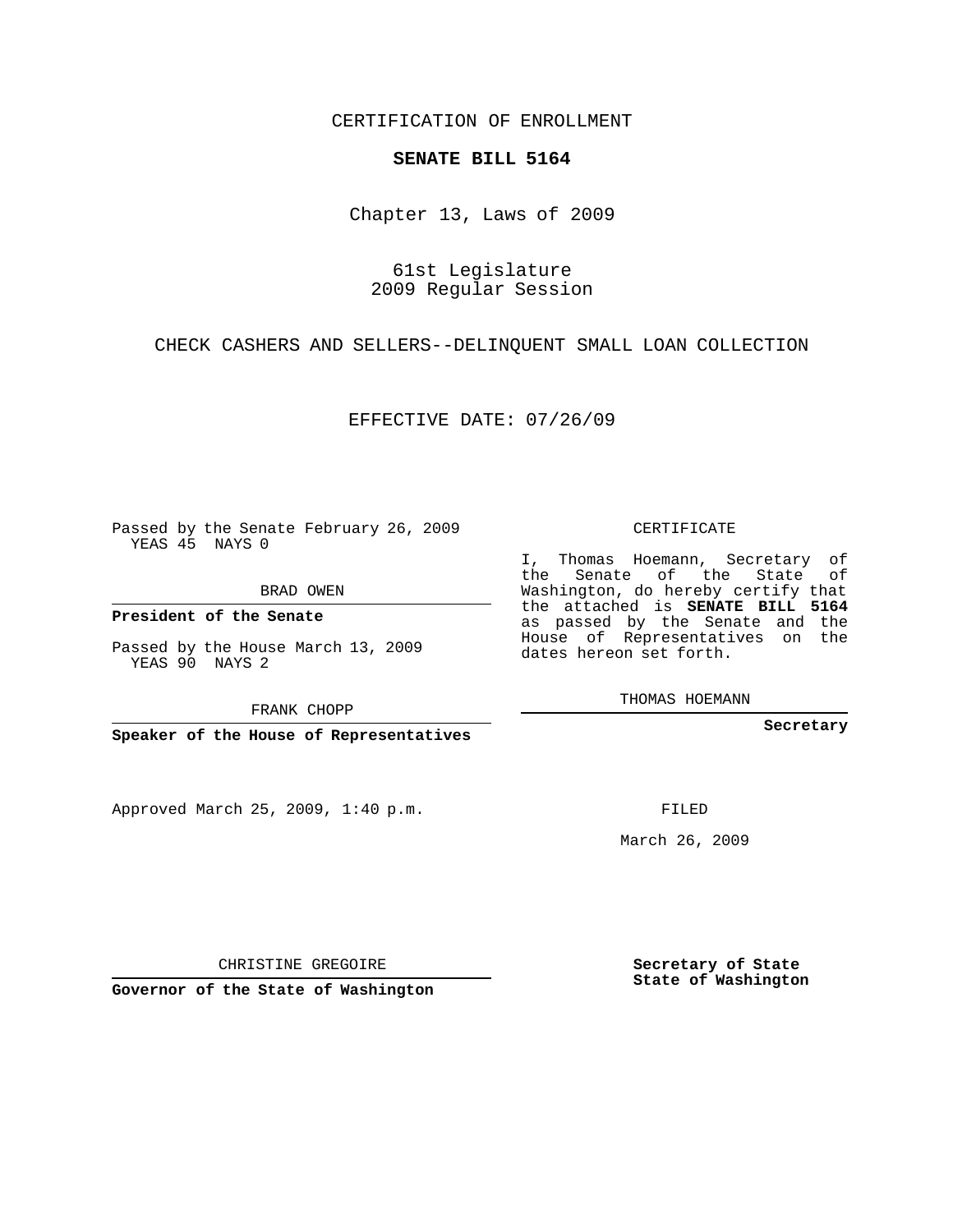CERTIFICATION OF ENROLLMENT

**SENATE BILL 5164**

Chapter 13, Laws of 2009

61st Legislature
2009 Regular Session

CHECK CASHERS AND SELLERS--DELINQUENT SMALL LOAN COLLECTION

EFFECTIVE DATE: 07/26/09

Passed by the Senate February 26, 2009
YEAS 45 NAYS 0

BRAD OWEN

**President of the Senate**

Passed by the House March 13, 2009
YEAS 90 NAYS 2

FRANK CHOPP

**Speaker of the House of Representatives**

Approved March 25, 2009, 1:40 p.m.

CHRISTINE GREGOIRE

**Governor of the State of Washington**

CERTIFICATE

I, Thomas Hoemann, Secretary of the Senate of the State of Washington, do hereby certify that the attached is **SENATE BILL 5164** as passed by the Senate and the House of Representatives on the dates hereon set forth.

THOMAS HOEMANN

**Secretary**

FILED

March 26, 2009

**Secretary of State**
**State of Washington**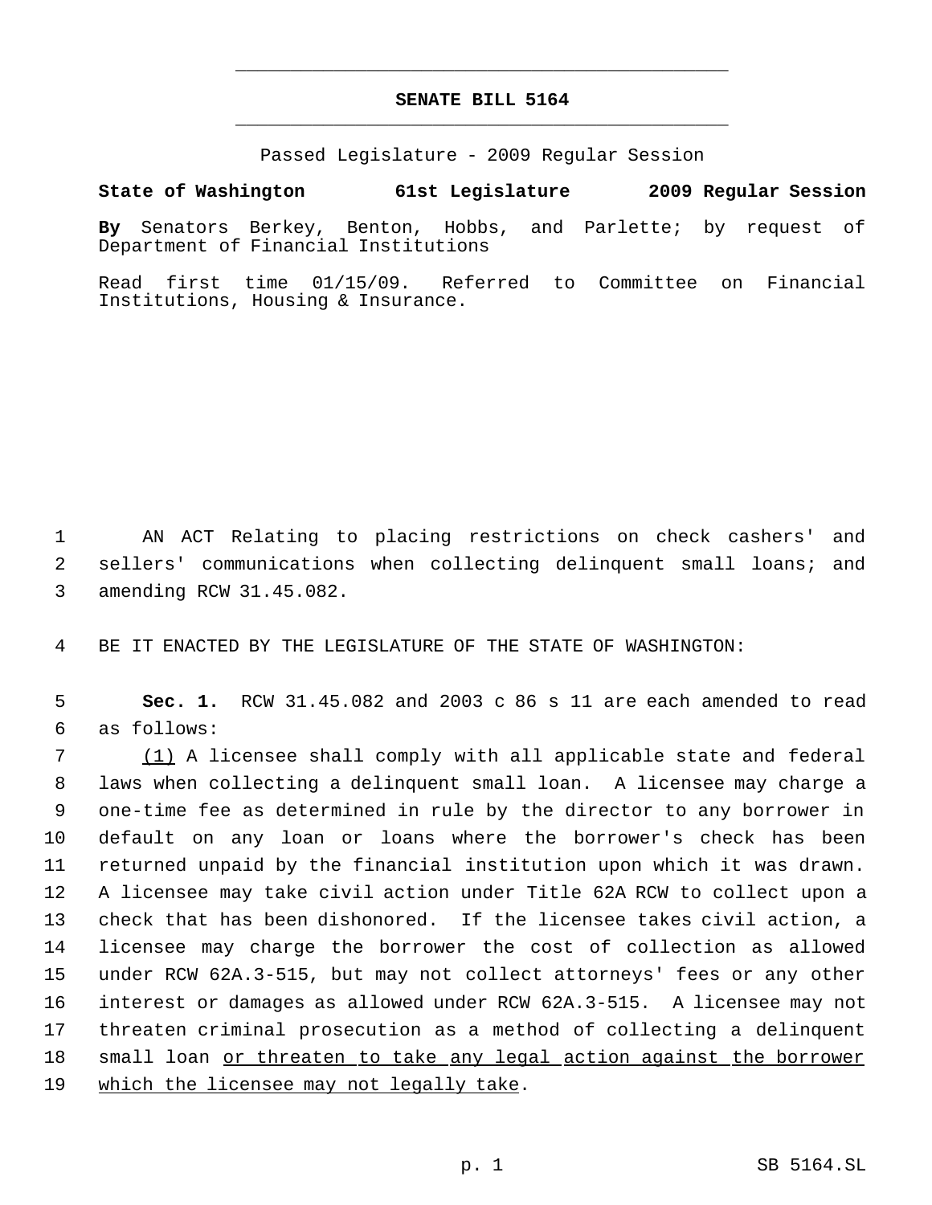# SENATE BILL 5164

Passed Legislature - 2009 Regular Session

**State of Washington 61st Legislature 2009 Regular Session**

**By** Senators Berkey, Benton, Hobbs, and Parlette; by request of Department of Financial Institutions

Read first time 01/15/09. Referred to Committee on Financial Institutions, Housing & Insurance.

1 AN ACT Relating to placing restrictions on check cashers' and
2 sellers' communications when collecting delinquent small loans; and
3 amending RCW 31.45.082.

4 BE IT ENACTED BY THE LEGISLATURE OF THE STATE OF WASHINGTON:

5 **Sec. 1.** RCW 31.45.082 and 2003 c 86 s 11 are each amended to read
6 as follows:

7 <u>(1)</u> A licensee shall comply with all applicable state and federal
8 laws when collecting a delinquent small loan. A licensee may charge a
9 one-time fee as determined in rule by the director to any borrower in
10 default on any loan or loans where the borrower's check has been
11 returned unpaid by the financial institution upon which it was drawn.
12 A licensee may take civil action under Title 62A RCW to collect upon a
13 check that has been dishonored. If the licensee takes civil action, a
14 licensee may charge the borrower the cost of collection as allowed
15 under RCW 62A.3-515, but may not collect attorneys' fees or any other
16 interest or damages as allowed under RCW 62A.3-515. A licensee may not
17 threaten criminal prosecution as a method of collecting a delinquent
18 small loan <u>or threaten to take any legal action against the borrower</u>
19 <u>which the licensee may not legally take</u>.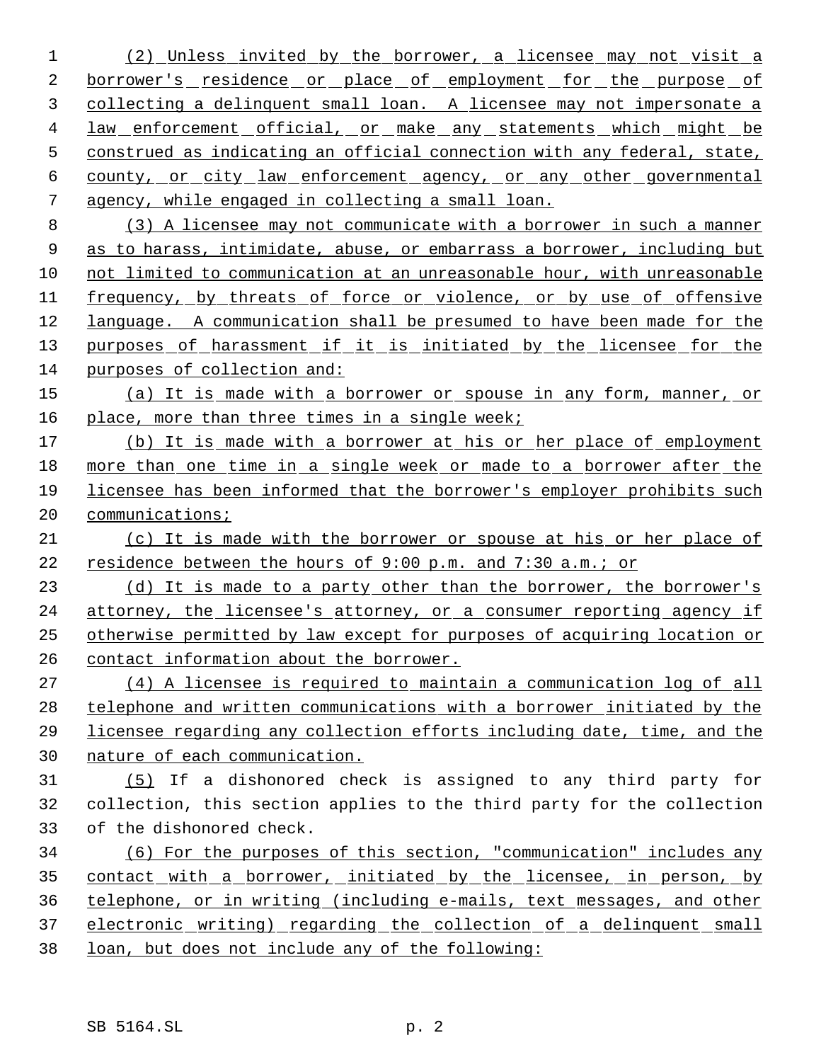(2) Unless invited by the borrower, a licensee may not visit a borrower's residence or place of employment for the purpose of collecting a delinquent small loan. A licensee may not impersonate a law enforcement official, or make any statements which might be construed as indicating an official connection with any federal, state, county, or city law enforcement agency, or any other governmental agency, while engaged in collecting a small loan.

(3) A licensee may not communicate with a borrower in such a manner as to harass, intimidate, abuse, or embarrass a borrower, including but not limited to communication at an unreasonable hour, with unreasonable frequency, by threats of force or violence, or by use of offensive language. A communication shall be presumed to have been made for the purposes of harassment if it is initiated by the licensee for the purposes of collection and:

(a) It is made with a borrower or spouse in any form, manner, or place, more than three times in a single week;

(b) It is made with a borrower at his or her place of employment more than one time in a single week or made to a borrower after the licensee has been informed that the borrower's employer prohibits such communications;

(c) It is made with the borrower or spouse at his or her place of residence between the hours of 9:00 p.m. and 7:30 a.m.; or

(d) It is made to a party other than the borrower, the borrower's attorney, the licensee's attorney, or a consumer reporting agency if otherwise permitted by law except for purposes of acquiring location or contact information about the borrower.

(4) A licensee is required to maintain a communication log of all telephone and written communications with a borrower initiated by the licensee regarding any collection efforts including date, time, and the nature of each communication.

(5) If a dishonored check is assigned to any third party for collection, this section applies to the third party for the collection of the dishonored check.

(6) For the purposes of this section, "communication" includes any contact with a borrower, initiated by the licensee, in person, by telephone, or in writing (including e-mails, text messages, and other electronic writing) regarding the collection of a delinquent small loan, but does not include any of the following: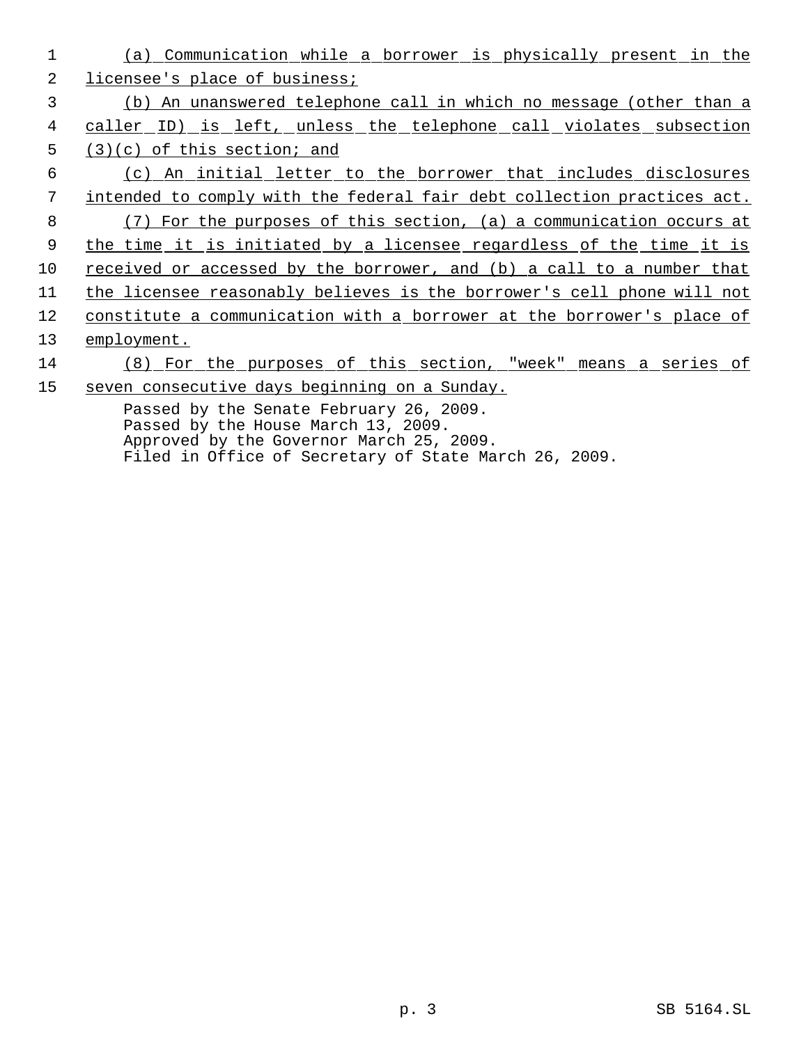(a) Communication while a borrower is physically present in the licensee's place of business;

(b) An unanswered telephone call in which no message (other than a caller ID) is left, unless the telephone call violates subsection (3)(c) of this section; and

(c) An initial letter to the borrower that includes disclosures intended to comply with the federal fair debt collection practices act.

(7) For the purposes of this section, (a) a communication occurs at the time it is initiated by a licensee regardless of the time it is received or accessed by the borrower, and (b) a call to a number that the licensee reasonably believes is the borrower's cell phone will not constitute a communication with a borrower at the borrower's place of employment.

(8) For the purposes of this section, "week" means a series of seven consecutive days beginning on a Sunday.

Passed by the Senate February 26, 2009.
Passed by the House March 13, 2009.
Approved by the Governor March 25, 2009.
Filed in Office of Secretary of State March 26, 2009.